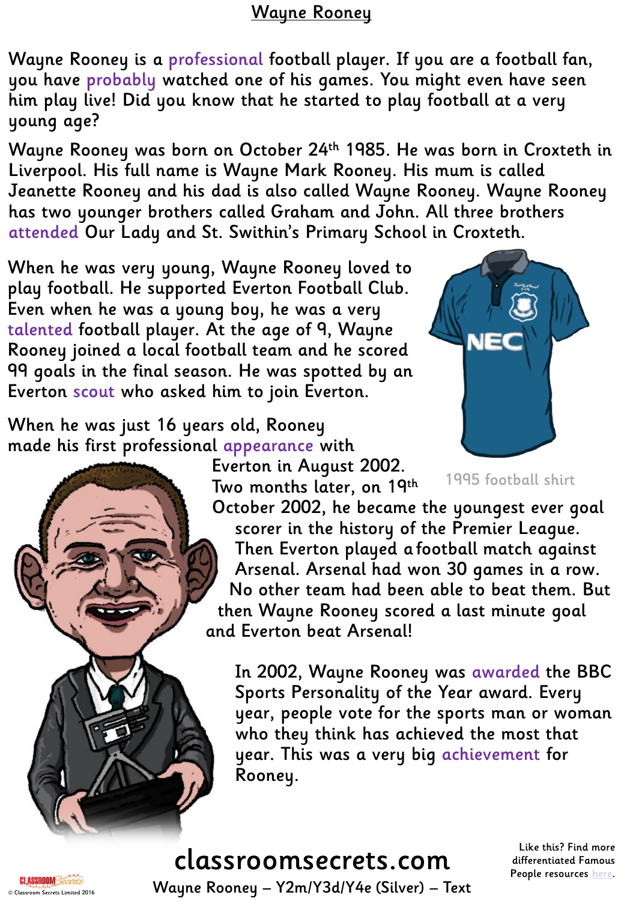# Wayne Rooney

Wayne Rooney is a professional football player. If you are a football fan, you have probably watched one of his games. You might even have seen him play live! Did you know that he started to play football at a very young age?

Wayne Rooney was born on October 24th 1985. He was born in Croxteth in Liverpool. His full name is Wayne Mark Rooney. His mum is called Jeanette Rooney and his dad is also called Wayne Rooney. Wayne Rooney has two younger brothers called Graham and John. All three brothers attended Our Lady and St. Swithin's Primary School in Croxteth.

When he was very young, Wayne Rooney loved to play football. He supported Everton Football Club. Even when he was a young boy, he was a very talented football player. At the age of 9, Wayne Rooney joined a local football team and he scored 99 goals in the final season. He was spotted by an Everton scout who asked him to join Everton.

1995 football shirt

When he was just 16 years old, Rooney made his first professional appearance with Everton in August 2002. Two months later, on 19th October 2002, he became the youngest ever goal scorer in the history of the Premier League. Then Everton played a football match against Arsenal. Arsenal had won 30 games in a row. No other team had been able to beat them. But then Wayne Rooney scored a last minute goal and Everton beat Arsenal!

In 2002, Wayne Rooney was awarded the BBC Sports Personality of the Year award. Every year, people vote for the sports man or woman who they think has achieved the most that year. This was a very big achievement for Rooney.

classroomsecrets.com

Wayne Rooney – Y2m/Y3d/Y4e (Silver) – Text

Like this? Find more differentiated Famous People resources here.

© Classroom Secrets Limited 2016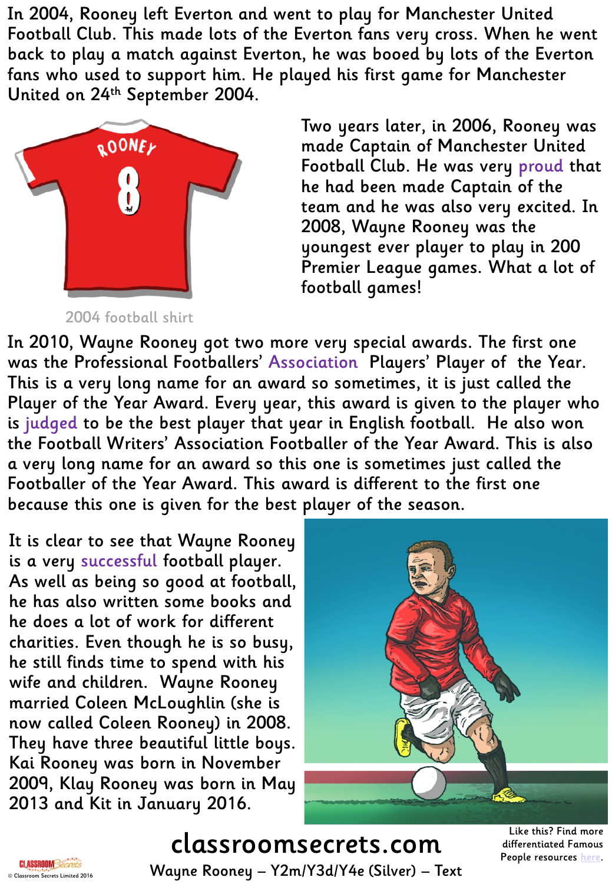In 2004, Rooney left Everton and went to play for Manchester United Football Club. This made lots of the Everton fans very cross. When he went back to play a match against Everton, he was booed by lots of the Everton fans who used to support him. He played his first game for Manchester United on 24th September 2004.

2004 football shirt

Two years later, in 2006, Rooney was made Captain of Manchester United Football Club. He was very proud that he had been made Captain of the team and he was also very excited. In 2008, Wayne Rooney was the youngest ever player to play in 200 Premier League games. What a lot of football games!

In 2010, Wayne Rooney got two more very special awards. The first one was the Professional Footballers' Association Players' Player of the Year. This is a very long name for an award so sometimes, it is just called the Player of the Year Award. Every year, this award is given to the player who is judged to be the best player that year in English football. He also won the Football Writers' Association Footballer of the Year Award. This is also a very long name for an award so this one is sometimes just called the Footballer of the Year Award. This award is different to the first one because this one is given for the best player of the season.

It is clear to see that Wayne Rooney is a very successful football player. As well as being so good at football, he has also written some books and he does a lot of work for different charities. Even though he is so busy, he still finds time to spend with his wife and children. Wayne Rooney married Coleen McLoughlin (she is now called Coleen Rooney) in 2008. They have three beautiful little boys. Kai Rooney was born in November 2009, Klay Rooney was born in May 2013 and Kit in January 2016.

Like this? Find more differentiated Famous People resources here.

Wayne Rooney – Y2m/Y3d/Y4e (Silver) – Text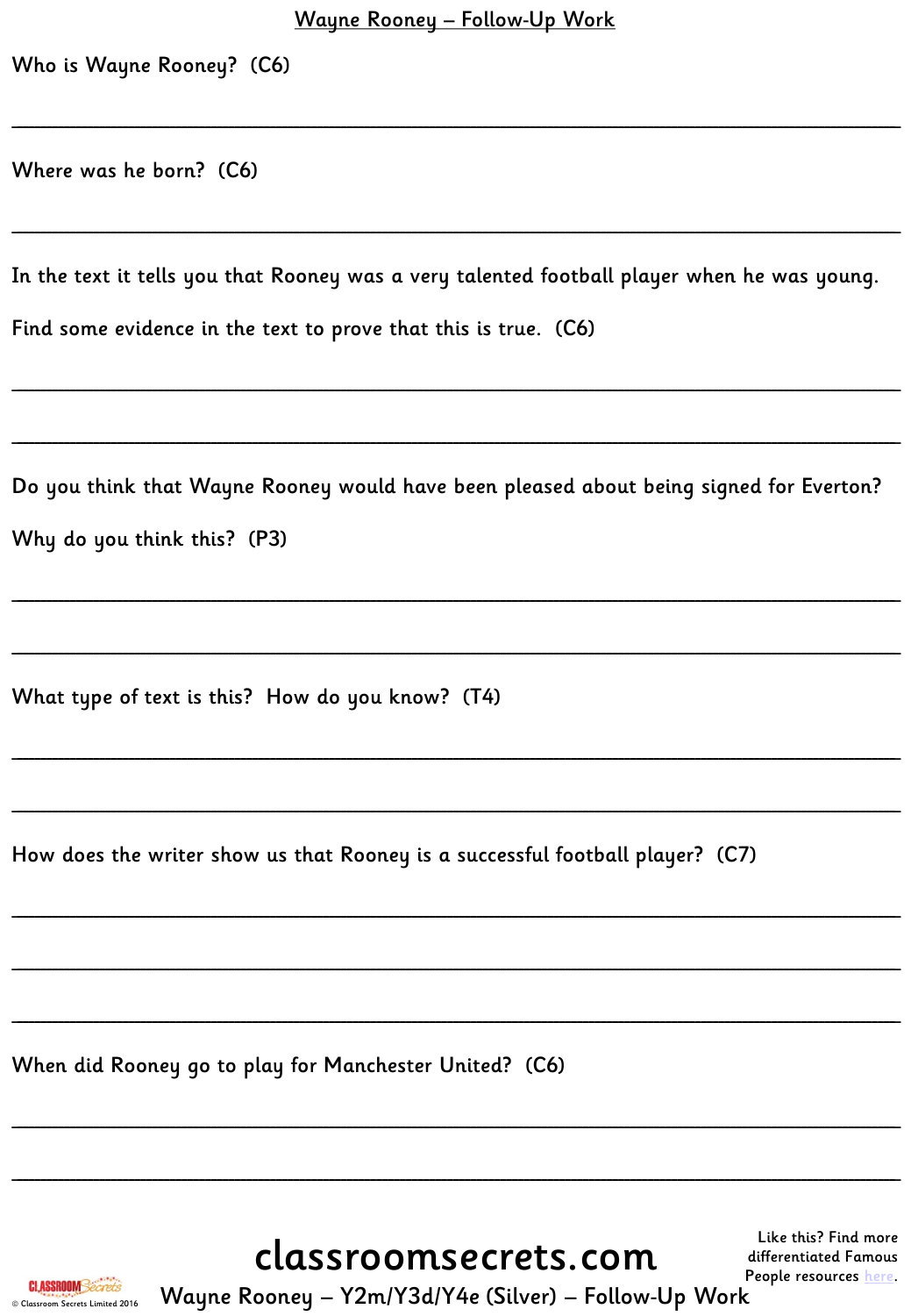# Wayne Rooney – Follow-Up Work

Who is Wayne Rooney? (C6)

___________________________________________________________________________

Where was he born? (C6)

___________________________________________________________________________

In the text it tells you that Rooney was a very talented football player when he was young.

Find some evidence in the text to prove that this is true. (C6)

___________________________________________________________________________

___________________________________________________________________________

Do you think that Wayne Rooney would have been pleased about being signed for Everton?

Why do you think this? (P3)

___________________________________________________________________________

___________________________________________________________________________

What type of text is this? How do you know? (T4)

___________________________________________________________________________

___________________________________________________________________________

How does the writer show us that Rooney is a successful football player? (C7)

___________________________________________________________________________

___________________________________________________________________________

___________________________________________________________________________

When did Rooney go to play for Manchester United? (C6)

___________________________________________________________________________

___________________________________________________________________________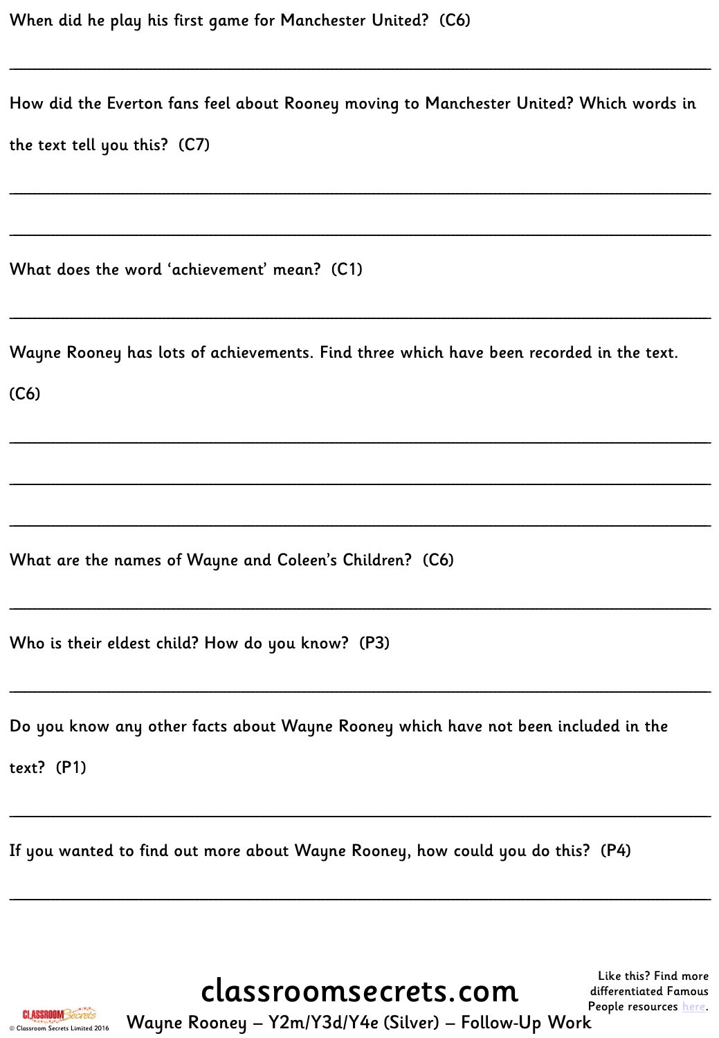When did he play his first game for Manchester United? (C6)

___________________________________________________________________________

How did the Everton fans feel about Rooney moving to Manchester United? Which words in the text tell you this? (C7)

___________________________________________________________________________

___________________________________________________________________________

What does the word 'achievement' mean? (C1)

___________________________________________________________________________

Wayne Rooney has lots of achievements. Find three which have been recorded in the text. (C6)

___________________________________________________________________________

___________________________________________________________________________

___________________________________________________________________________

What are the names of Wayne and Coleen's Children? (C6)

___________________________________________________________________________

Who is their eldest child? How do you know? (P3)

___________________________________________________________________________

Do you know any other facts about Wayne Rooney which have not been included in the text? (P1)

___________________________________________________________________________

If you wanted to find out more about Wayne Rooney, how could you do this? (P4)

___________________________________________________________________________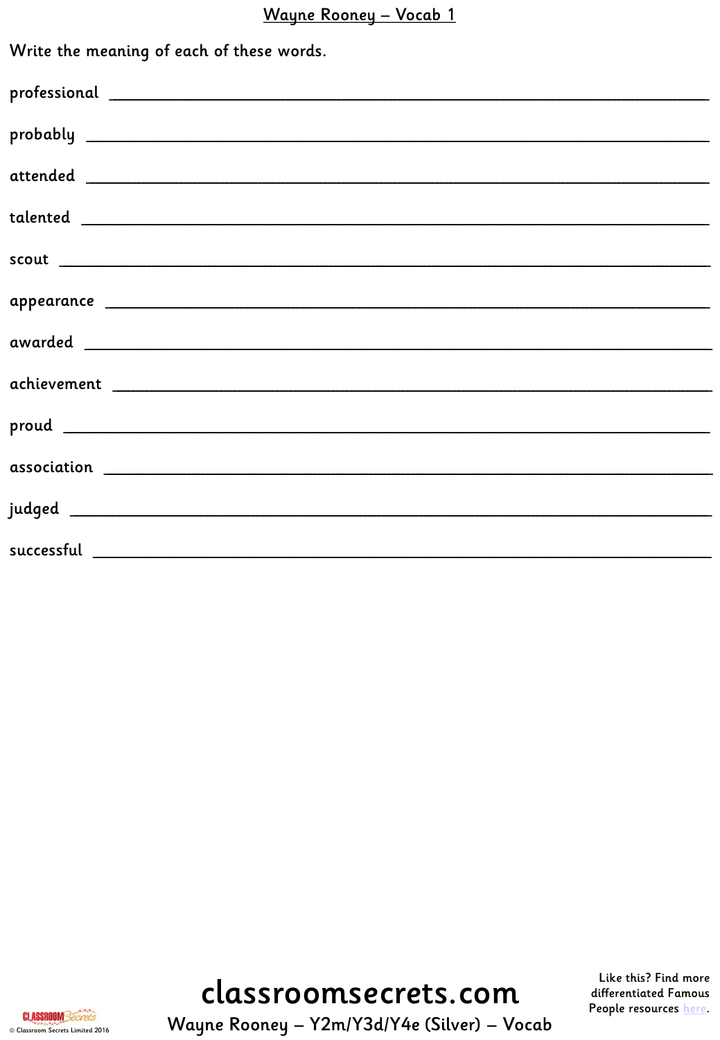# Wayne Rooney – Vocab 1

Write the meaning of each of these words.

professional ___________________________________________________________

probably ___________________________________________________________

attended ___________________________________________________________

talented ___________________________________________________________

scout ___________________________________________________________

appearance ___________________________________________________________

awarded ___________________________________________________________

achievement ___________________________________________________________

proud ___________________________________________________________

association ___________________________________________________________

judged ___________________________________________________________

successful ___________________________________________________________

classroomsecrets.com

Wayne Rooney – Y2m/Y3d/Y4e (Silver) – Vocab

Like this? Find more differentiated Famous People resources here.

© Classroom Secrets Limited 2016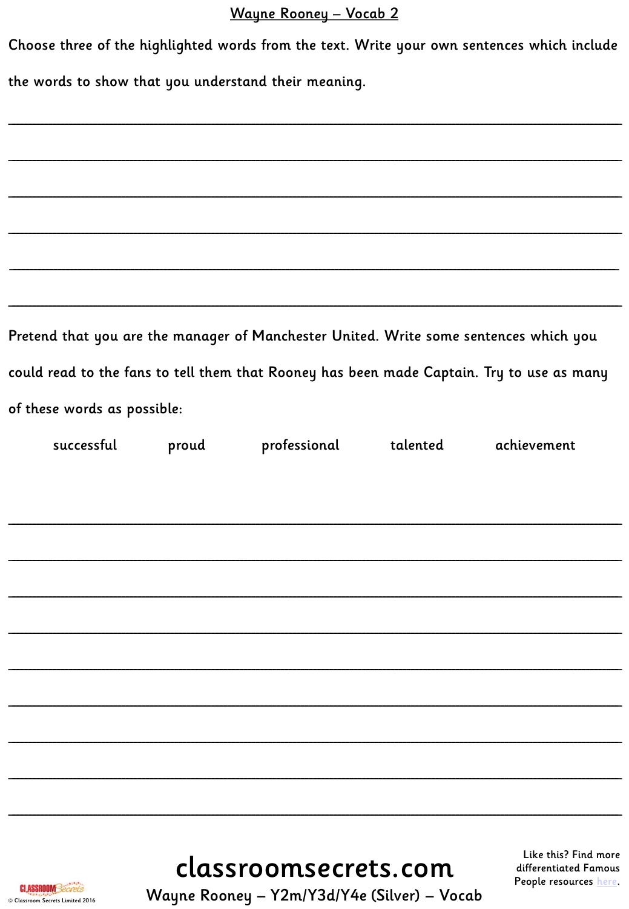# Wayne Rooney – Vocab 2

Choose three of the highlighted words from the text. Write your own sentences which include the words to show that you understand their meaning.

\_\_\_\_\_\_\_\_\_\_\_\_\_\_\_\_\_\_\_\_\_\_\_\_\_\_\_\_\_\_\_\_\_\_\_\_\_\_\_\_\_\_\_\_\_\_\_\_\_\_\_\_\_\_\_\_\_\_\_\_\_\_\_\_\_\_\_\_\_\_\_\_

\_\_\_\_\_\_\_\_\_\_\_\_\_\_\_\_\_\_\_\_\_\_\_\_\_\_\_\_\_\_\_\_\_\_\_\_\_\_\_\_\_\_\_\_\_\_\_\_\_\_\_\_\_\_\_\_\_\_\_\_\_\_\_\_\_\_\_\_\_\_\_\_

\_\_\_\_\_\_\_\_\_\_\_\_\_\_\_\_\_\_\_\_\_\_\_\_\_\_\_\_\_\_\_\_\_\_\_\_\_\_\_\_\_\_\_\_\_\_\_\_\_\_\_\_\_\_\_\_\_\_\_\_\_\_\_\_\_\_\_\_\_\_\_\_

\_\_\_\_\_\_\_\_\_\_\_\_\_\_\_\_\_\_\_\_\_\_\_\_\_\_\_\_\_\_\_\_\_\_\_\_\_\_\_\_\_\_\_\_\_\_\_\_\_\_\_\_\_\_\_\_\_\_\_\_\_\_\_\_\_\_\_\_\_\_\_\_

\_\_\_\_\_\_\_\_\_\_\_\_\_\_\_\_\_\_\_\_\_\_\_\_\_\_\_\_\_\_\_\_\_\_\_\_\_\_\_\_\_\_\_\_\_\_\_\_\_\_\_\_\_\_\_\_\_\_\_\_\_\_\_\_\_\_\_\_\_\_\_\_

\_\_\_\_\_\_\_\_\_\_\_\_\_\_\_\_\_\_\_\_\_\_\_\_\_\_\_\_\_\_\_\_\_\_\_\_\_\_\_\_\_\_\_\_\_\_\_\_\_\_\_\_\_\_\_\_\_\_\_\_\_\_\_\_\_\_\_\_\_\_\_\_

Pretend that you are the manager of Manchester United. Write some sentences which you could read to the fans to tell them that Rooney has been made Captain. Try to use as many of these words as possible:

successful     proud     professional     talented     achievement

\_\_\_\_\_\_\_\_\_\_\_\_\_\_\_\_\_\_\_\_\_\_\_\_\_\_\_\_\_\_\_\_\_\_\_\_\_\_\_\_\_\_\_\_\_\_\_\_\_\_\_\_\_\_\_\_\_\_\_\_\_\_\_\_\_\_\_\_\_\_\_\_

\_\_\_\_\_\_\_\_\_\_\_\_\_\_\_\_\_\_\_\_\_\_\_\_\_\_\_\_\_\_\_\_\_\_\_\_\_\_\_\_\_\_\_\_\_\_\_\_\_\_\_\_\_\_\_\_\_\_\_\_\_\_\_\_\_\_\_\_\_\_\_\_

\_\_\_\_\_\_\_\_\_\_\_\_\_\_\_\_\_\_\_\_\_\_\_\_\_\_\_\_\_\_\_\_\_\_\_\_\_\_\_\_\_\_\_\_\_\_\_\_\_\_\_\_\_\_\_\_\_\_\_\_\_\_\_\_\_\_\_\_\_\_\_\_

\_\_\_\_\_\_\_\_\_\_\_\_\_\_\_\_\_\_\_\_\_\_\_\_\_\_\_\_\_\_\_\_\_\_\_\_\_\_\_\_\_\_\_\_\_\_\_\_\_\_\_\_\_\_\_\_\_\_\_\_\_\_\_\_\_\_\_\_\_\_\_\_

\_\_\_\_\_\_\_\_\_\_\_\_\_\_\_\_\_\_\_\_\_\_\_\_\_\_\_\_\_\_\_\_\_\_\_\_\_\_\_\_\_\_\_\_\_\_\_\_\_\_\_\_\_\_\_\_\_\_\_\_\_\_\_\_\_\_\_\_\_\_\_\_

\_\_\_\_\_\_\_\_\_\_\_\_\_\_\_\_\_\_\_\_\_\_\_\_\_\_\_\_\_\_\_\_\_\_\_\_\_\_\_\_\_\_\_\_\_\_\_\_\_\_\_\_\_\_\_\_\_\_\_\_\_\_\_\_\_\_\_\_\_\_\_\_

\_\_\_\_\_\_\_\_\_\_\_\_\_\_\_\_\_\_\_\_\_\_\_\_\_\_\_\_\_\_\_\_\_\_\_\_\_\_\_\_\_\_\_\_\_\_\_\_\_\_\_\_\_\_\_\_\_\_\_\_\_\_\_\_\_\_\_\_\_\_\_\_

\_\_\_\_\_\_\_\_\_\_\_\_\_\_\_\_\_\_\_\_\_\_\_\_\_\_\_\_\_\_\_\_\_\_\_\_\_\_\_\_\_\_\_\_\_\_\_\_\_\_\_\_\_\_\_\_\_\_\_\_\_\_\_\_\_\_\_\_\_\_\_\_

\_\_\_\_\_\_\_\_\_\_\_\_\_\_\_\_\_\_\_\_\_\_\_\_\_\_\_\_\_\_\_\_\_\_\_\_\_\_\_\_\_\_\_\_\_\_\_\_\_\_\_\_\_\_\_\_\_\_\_\_\_\_\_\_\_\_\_\_\_\_\_\_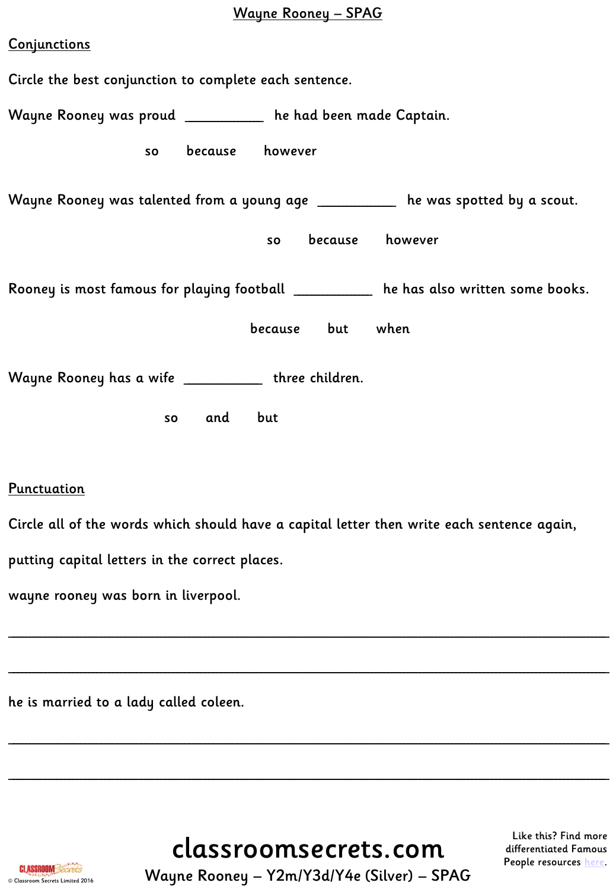# Wayne Rooney – SPAG

## Conjunctions

Circle the best conjunction to complete each sentence.

Wayne Rooney was proud __________ he had been made Captain.

so because however

Wayne Rooney was talented from a young age __________ he was spotted by a scout.

so because however

Rooney is most famous for playing football __________ he has also written some books.

because but when

Wayne Rooney has a wife __________ three children.

so and but

## Punctuation

Circle all of the words which should have a capital letter then write each sentence again, putting capital letters in the correct places.

wayne rooney was born in liverpool.

______________________________________________________________________

______________________________________________________________________

he is married to a lady called coleen.

______________________________________________________________________

______________________________________________________________________

classroomsecrets.com

Wayne Rooney – Y2m/Y3d/Y4e (Silver) – SPAG

Like this? Find more differentiated Famous People resources here.

© Classroom Secrets Limited 2016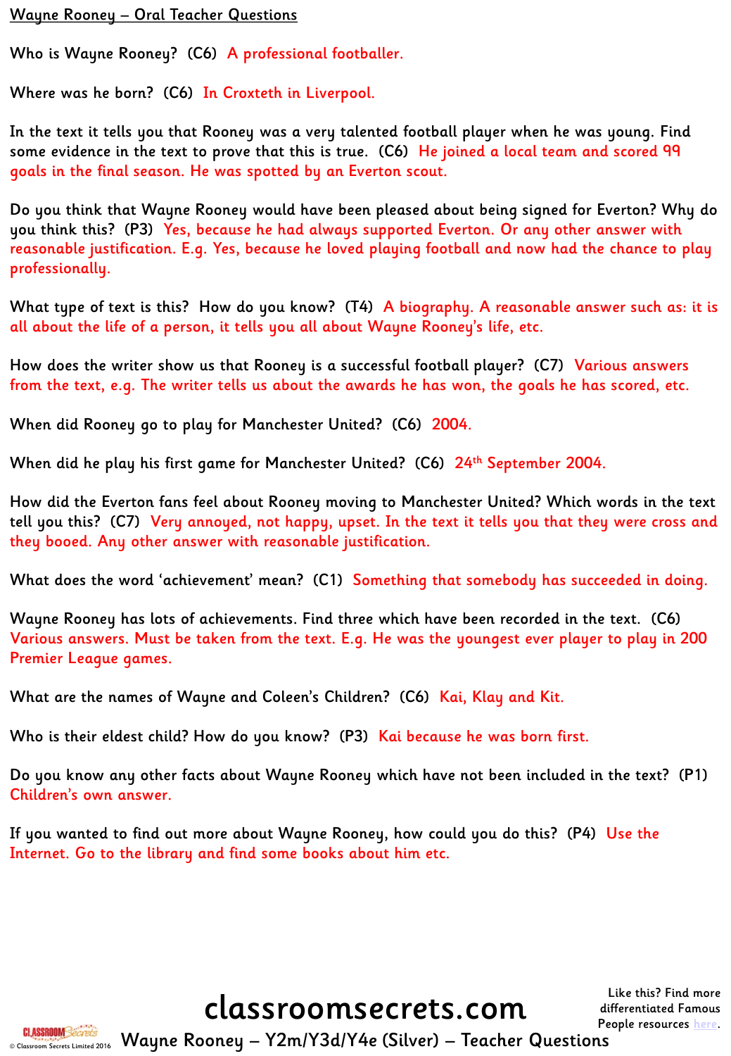# Wayne Rooney – Oral Teacher Questions

Who is Wayne Rooney? (C6) A professional footballer.

Where was he born? (C6) In Croxteth in Liverpool.

In the text it tells you that Rooney was a very talented football player when he was young. Find some evidence in the text to prove that this is true. (C6) He joined a local team and scored 99 goals in the final season. He was spotted by an Everton scout.

Do you think that Wayne Rooney would have been pleased about being signed for Everton? Why do you think this? (P3) Yes, because he had always supported Everton. Or any other answer with reasonable justification. E.g. Yes, because he loved playing football and now had the chance to play professionally.

What type of text is this? How do you know? (T4) A biography. A reasonable answer such as: it is all about the life of a person, it tells you all about Wayne Rooney's life, etc.

How does the writer show us that Rooney is a successful football player? (C7) Various answers from the text, e.g. The writer tells us about the awards he has won, the goals he has scored, etc.

When did Rooney go to play for Manchester United? (C6) 2004.

When did he play his first game for Manchester United? (C6) 24th September 2004.

How did the Everton fans feel about Rooney moving to Manchester United? Which words in the text tell you this? (C7) Very annoyed, not happy, upset. In the text it tells you that they were cross and they booed. Any other answer with reasonable justification.

What does the word 'achievement' mean? (C1) Something that somebody has succeeded in doing.

Wayne Rooney has lots of achievements. Find three which have been recorded in the text. (C6) Various answers. Must be taken from the text. E.g. He was the youngest ever player to play in 200 Premier League games.

What are the names of Wayne and Coleen's Children? (C6) Kai, Klay and Kit.

Who is their eldest child? How do you know? (P3) Kai because he was born first.

Do you know any other facts about Wayne Rooney which have not been included in the text? (P1) Children's own answer.

If you wanted to find out more about Wayne Rooney, how could you do this? (P4) Use the Internet. Go to the library and find some books about him etc.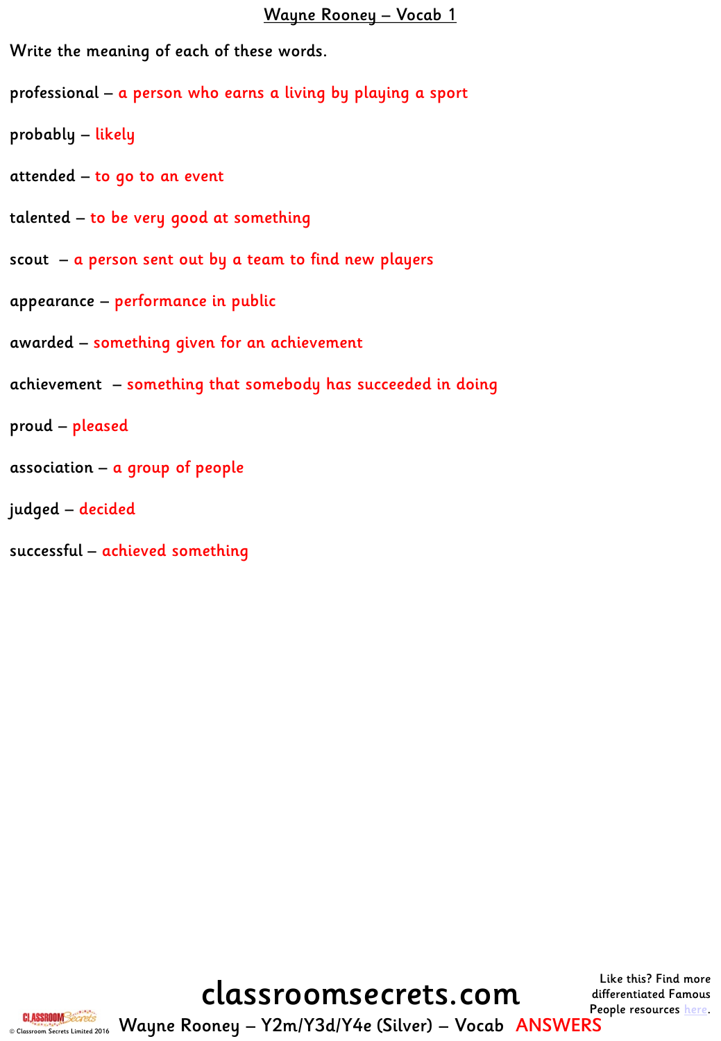# Wayne Rooney – Vocab 1

Write the meaning of each of these words.

professional – a person who earns a living by playing a sport

probably – likely

attended – to go to an event

talented – to be very good at something

scout – a person sent out by a team to find new players

appearance – performance in public

awarded – something given for an achievement

achievement – something that somebody has succeeded in doing

proud – pleased

association – a group of people

judged – decided

successful – achieved something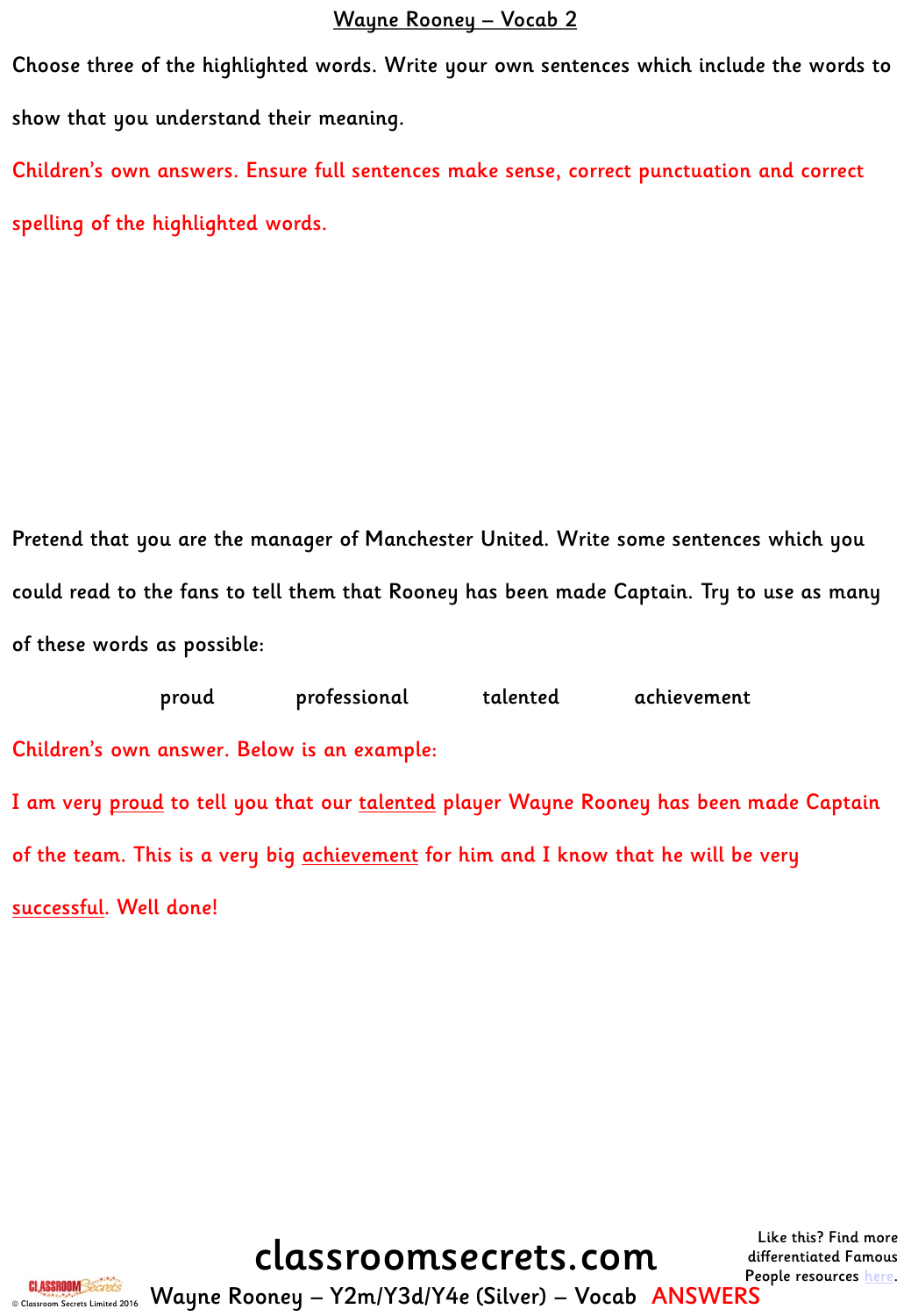# Wayne Rooney – Vocab 2

Choose three of the highlighted words. Write your own sentences which include the words to show that you understand their meaning.

Children's own answers. Ensure full sentences make sense, correct punctuation and correct spelling of the highlighted words.

Pretend that you are the manager of Manchester United. Write some sentences which you could read to the fans to tell them that Rooney has been made Captain. Try to use as many of these words as possible:

proud    professional    talented    achievement

Children's own answer. Below is an example:

I am very proud to tell you that our talented player Wayne Rooney has been made Captain of the team. This is a very big achievement for him and I know that he will be very successful. Well done!

Like this? Find more differentiated Famous People resources here.

Wayne Rooney – Y2m/Y3d/Y4e (Silver) – Vocab ANSWERS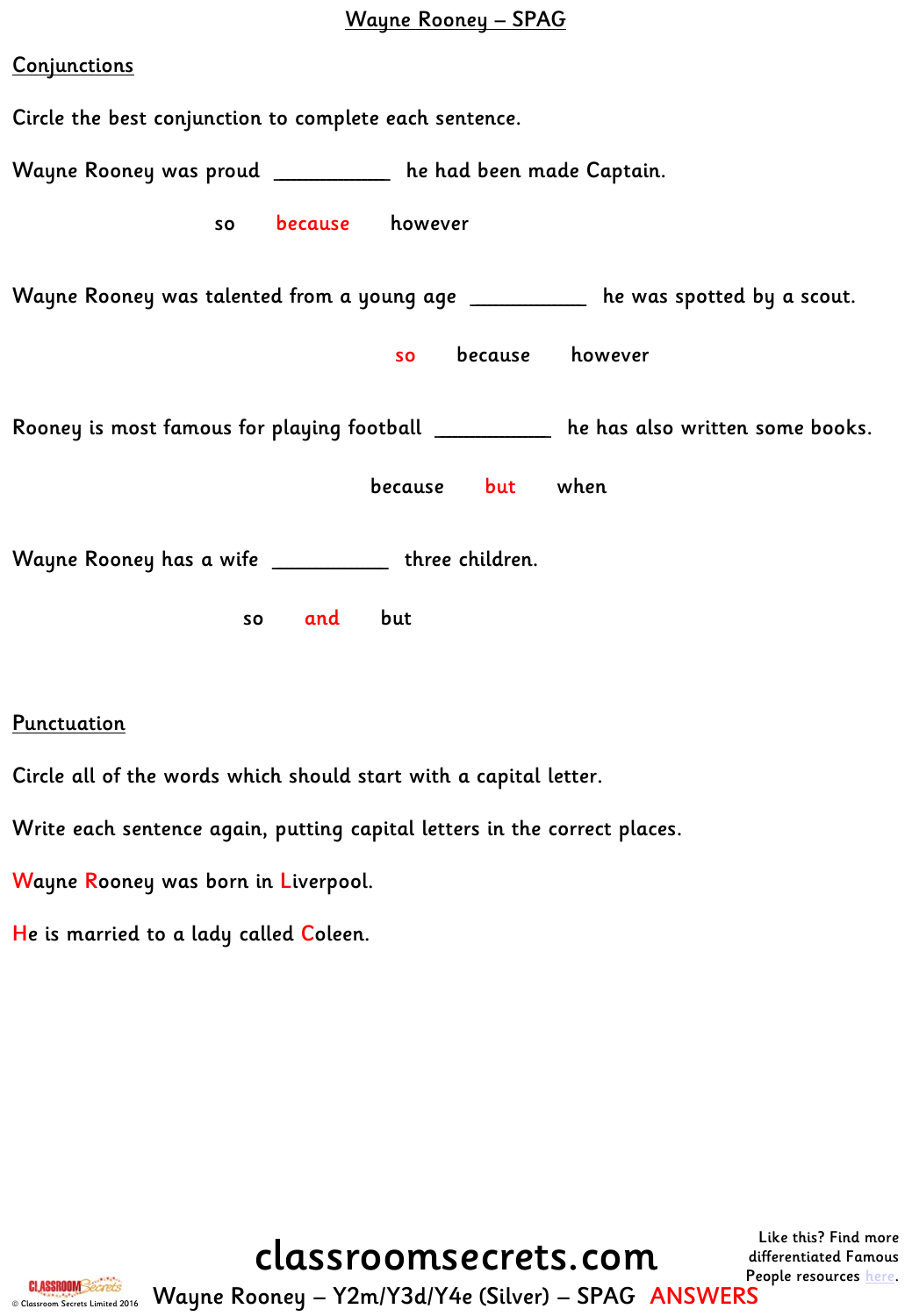# Wayne Rooney – SPAG

## Conjunctions

Circle the best conjunction to complete each sentence.

Wayne Rooney was proud __________ he had been made Captain.

so **because** however

Wayne Rooney was talented from a young age __________ he was spotted by a scout.

**so** because however

Rooney is most famous for playing football __________ he has also written some books.

because **but** when

Wayne Rooney has a wife __________ three children.

so **and** but

## Punctuation

Circle all of the words which should start with a capital letter.

Write each sentence again, putting capital letters in the correct places.

Wayne Rooney was born in Liverpool.

He is married to a lady called Coleen.

Wayne Rooney – Y2m/Y3d/Y4e (Silver) – SPAG ANSWERS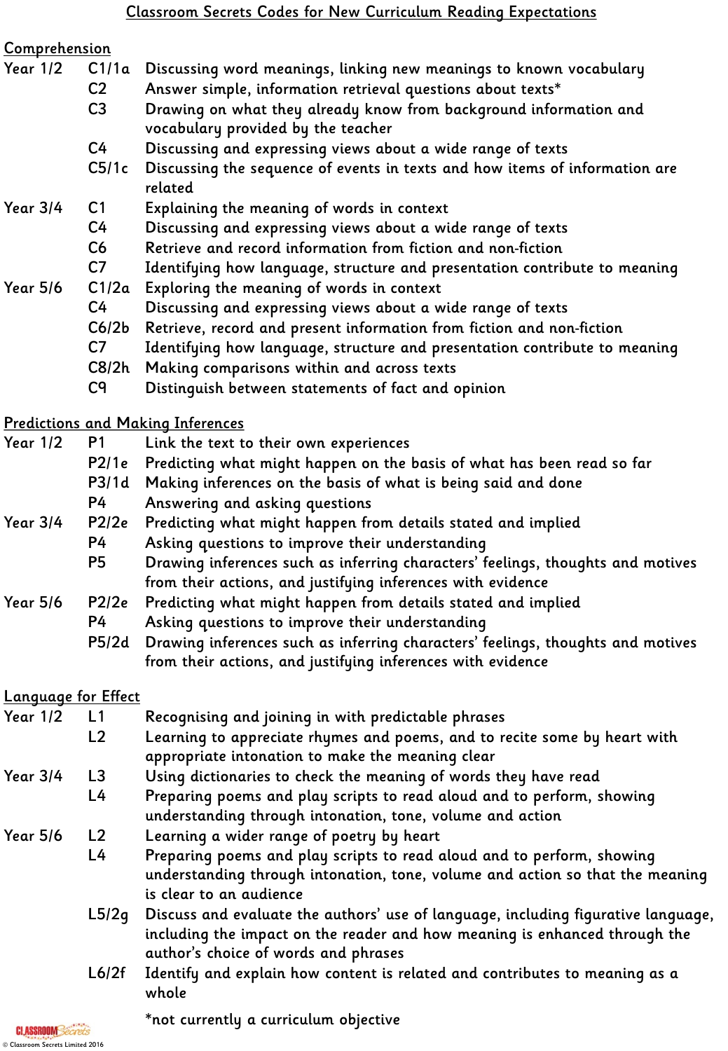# Classroom Secrets Codes for New Curriculum Reading Expectations

## Comprehension

| Year | Code | Description |
|---|---|---|
| Year 1/2 | C1/1a | Discussing word meanings, linking new meanings to known vocabulary |
| | C2 | Answer simple, information retrieval questions about texts* |
| | C3 | Drawing on what they already know from background information and vocabulary provided by the teacher |
| | C4 | Discussing and expressing views about a wide range of texts |
| | C5/1c | Discussing the sequence of events in texts and how items of information are related |
| Year 3/4 | C1 | Explaining the meaning of words in context |
| | C4 | Discussing and expressing views about a wide range of texts |
| | C6 | Retrieve and record information from fiction and non-fiction |
| | C7 | Identifying how language, structure and presentation contribute to meaning |
| Year 5/6 | C1/2a | Exploring the meaning of words in context |
| | C4 | Discussing and expressing views about a wide range of texts |
| | C6/2b | Retrieve, record and present information from fiction and non-fiction |
| | C7 | Identifying how language, structure and presentation contribute to meaning |
| | C8/2h | Making comparisons within and across texts |
| | C9 | Distinguish between statements of fact and opinion |

## Predictions and Making Inferences

| Year | Code | Description |
|---|---|---|
| Year 1/2 | P1 | Link the text to their own experiences |
| | P2/1e | Predicting what might happen on the basis of what has been read so far |
| | P3/1d | Making inferences on the basis of what is being said and done |
| | P4 | Answering and asking questions |
| Year 3/4 | P2/2e | Predicting what might happen from details stated and implied |
| | P4 | Asking questions to improve their understanding |
| | P5 | Drawing inferences such as inferring characters' feelings, thoughts and motives from their actions, and justifying inferences with evidence |
| Year 5/6 | P2/2e | Predicting what might happen from details stated and implied |
| | P4 | Asking questions to improve their understanding |
| | P5/2d | Drawing inferences such as inferring characters' feelings, thoughts and motives from their actions, and justifying inferences with evidence |

## Language for Effect

| Year | Code | Description |
|---|---|---|
| Year 1/2 | L1 | Recognising and joining in with predictable phrases |
| | L2 | Learning to appreciate rhymes and poems, and to recite some by heart with appropriate intonation to make the meaning clear |
| Year 3/4 | L3 | Using dictionaries to check the meaning of words they have read |
| | L4 | Preparing poems and play scripts to read aloud and to perform, showing understanding through intonation, tone, volume and action |
| Year 5/6 | L2 | Learning a wider range of poetry by heart |
| | L4 | Preparing poems and play scripts to read aloud and to perform, showing understanding through intonation, tone, volume and action so that the meaning is clear to an audience |
| | L5/2g | Discuss and evaluate the authors' use of language, including figurative language, including the impact on the reader and how meaning is enhanced through the author's choice of words and phrases |
| | L6/2f | Identify and explain how content is related and contributes to meaning as a whole |

*not currently a curriculum objective

© Classroom Secrets Limited 2016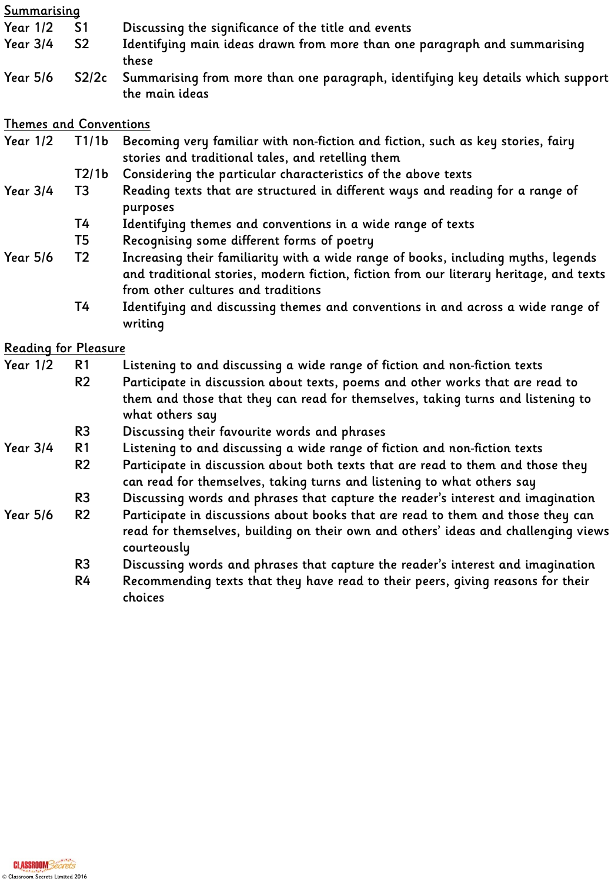## Summarising

| | | |
|---|---|---|
| Year 1/2 | S1 | Discussing the significance of the title and events |
| Year 3/4 | S2 | Identifying main ideas drawn from more than one paragraph and summarising these |
| Year 5/6 | S2/2c | Summarising from more than one paragraph, identifying key details which support the main ideas |

## Themes and Conventions

| | | |
|---|---|---|
| Year 1/2 | T1/1b | Becoming very familiar with non-fiction and fiction, such as key stories, fairy stories and traditional tales, and retelling them |
| | T2/1b | Considering the particular characteristics of the above texts |
| Year 3/4 | T3 | Reading texts that are structured in different ways and reading for a range of purposes |
| | T4 | Identifying themes and conventions in a wide range of texts |
| | T5 | Recognising some different forms of poetry |
| Year 5/6 | T2 | Increasing their familiarity with a wide range of books, including myths, legends and traditional stories, modern fiction, fiction from our literary heritage, and texts from other cultures and traditions |
| | T4 | Identifying and discussing themes and conventions in and across a wide range of writing |

## Reading for Pleasure

| | | |
|---|---|---|
| Year 1/2 | R1 | Listening to and discussing a wide range of fiction and non-fiction texts |
| | R2 | Participate in discussion about texts, poems and other works that are read to them and those that they can read for themselves, taking turns and listening to what others say |
| | R3 | Discussing their favourite words and phrases |
| Year 3/4 | R1 | Listening to and discussing a wide range of fiction and non-fiction texts |
| | R2 | Participate in discussion about both texts that are read to them and those they can read for themselves, taking turns and listening to what others say |
| | R3 | Discussing words and phrases that capture the reader's interest and imagination |
| Year 5/6 | R2 | Participate in discussions about books that are read to them and those they can read for themselves, building on their own and others' ideas and challenging views courteously |
| | R3 | Discussing words and phrases that capture the reader's interest and imagination |
| | R4 | Recommending texts that they have read to their peers, giving reasons for their choices |

© Classroom Secrets Limited 2016